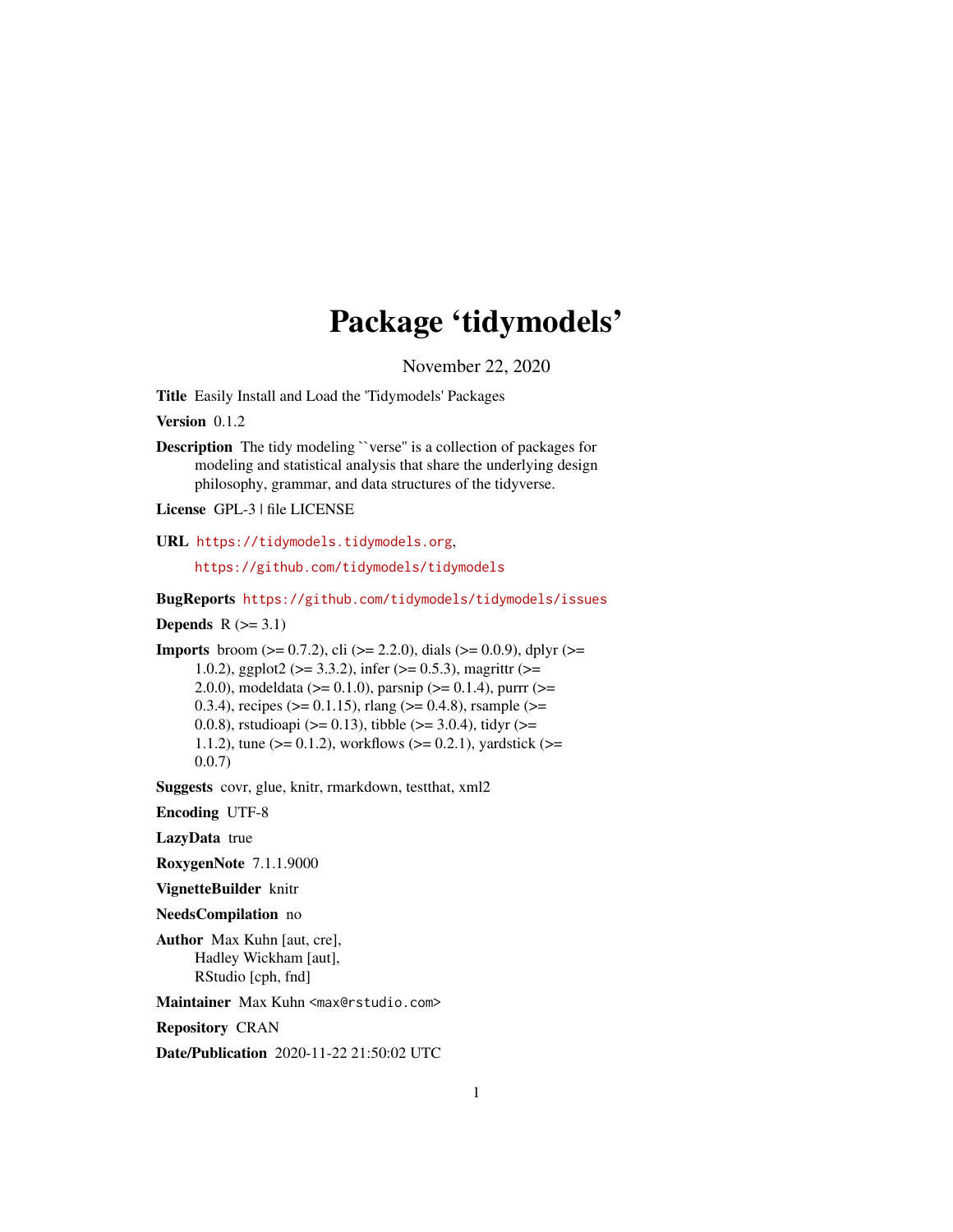# Package 'tidymodels'

November 22, 2020

**Title** Easily Install and Load the 'Tidymodels' Packages

**Version** 0.1.2

**Description** The tidy modeling ``verse'' is a collection of packages for modeling and statistical analysis that share the underlying design philosophy, grammar, and data structures of the tidyverse.

**License** GPL-3 | file LICENSE

**URL** https://tidymodels.tidymodels.org,

https://github.com/tidymodels/tidymodels

**BugReports** https://github.com/tidymodels/tidymodels/issues

**Depends** R (>= 3.1)

**Imports** broom (>= 0.7.2), cli (>= 2.2.0), dials (>= 0.0.9), dplyr (>= 1.0.2), ggplot2 (>= 3.3.2), infer (>= 0.5.3), magrittr (>= 2.0.0), modeldata (>= 0.1.0), parsnip (>= 0.1.4), purrr (>= 0.3.4), recipes (>= 0.1.15), rlang (>= 0.4.8), rsample (>= 0.0.8), rstudioapi (>= 0.13), tibble (>= 3.0.4), tidyr (>= 1.1.2), tune (>= 0.1.2), workflows (>= 0.2.1), yardstick (>= 0.0.7)

**Suggests** covr, glue, knitr, rmarkdown, testthat, xml2

**Encoding** UTF-8

**LazyData** true

**RoxygenNote** 7.1.1.9000

**VignetteBuilder** knitr

**NeedsCompilation** no

**Author** Max Kuhn [aut, cre],
Hadley Wickham [aut],
RStudio [cph, fnd]

**Maintainer** Max Kuhn <max@rstudio.com>

**Repository** CRAN

**Date/Publication** 2020-11-22 21:50:02 UTC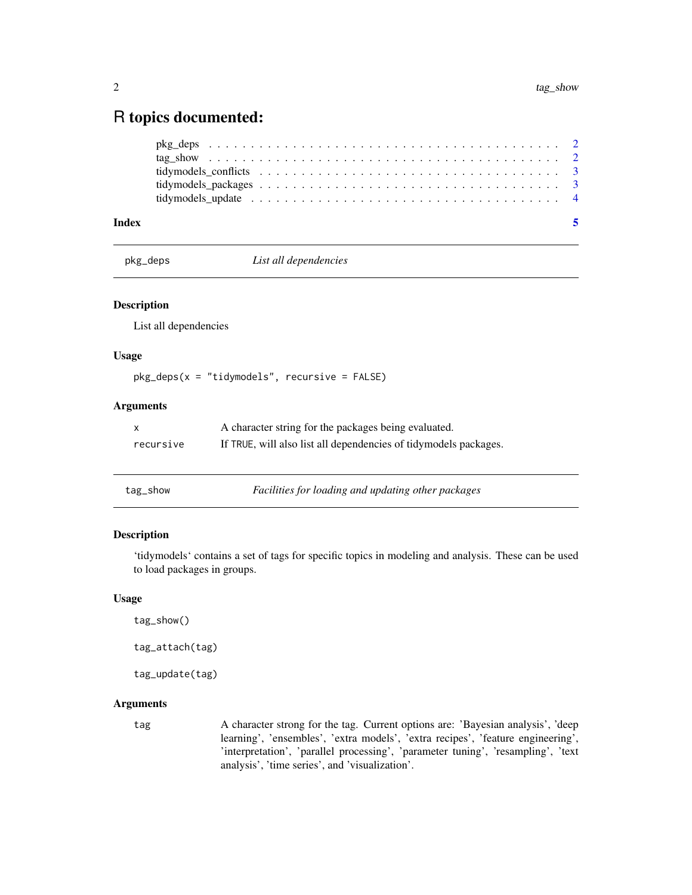# R topics documented:

- pkg_deps . . . . . . . . . . . . . . . . . . . . . . . . . . . . . . . . . . . . 2
- tag_show . . . . . . . . . . . . . . . . . . . . . . . . . . . . . . . . . . . . 2
- tidymodels_conflicts . . . . . . . . . . . . . . . . . . . . . . . . . . . . . . 3
- tidymodels_packages . . . . . . . . . . . . . . . . . . . . . . . . . . . . . . 3
- tidymodels_update . . . . . . . . . . . . . . . . . . . . . . . . . . . . . . . 4

**Index** 5

---

## pkg_deps — *List all dependencies*

### Description

List all dependencies

### Usage

```
pkg_deps(x = "tidymodels", recursive = FALSE)
```

### Arguments

| | |
|---|---|
| `x` | A character string for the packages being evaluated. |
| `recursive` | If `TRUE`, will also list all dependencies of tidymodels packages. |

---

## tag_show — *Facilities for loading and updating other packages*

### Description

'tidymodels' contains a set of tags for specific topics in modeling and analysis. These can be used to load packages in groups.

### Usage

```
tag_show()

tag_attach(tag)

tag_update(tag)
```

### Arguments

| | |
|---|---|
| `tag` | A character strong for the tag. Current options are: 'Bayesian analysis', 'deep learning', 'ensembles', 'extra models', 'extra recipes', 'feature engineering', 'interpretation', 'parallel processing', 'parameter tuning', 'resampling', 'text analysis', 'time series', and 'visualization'. |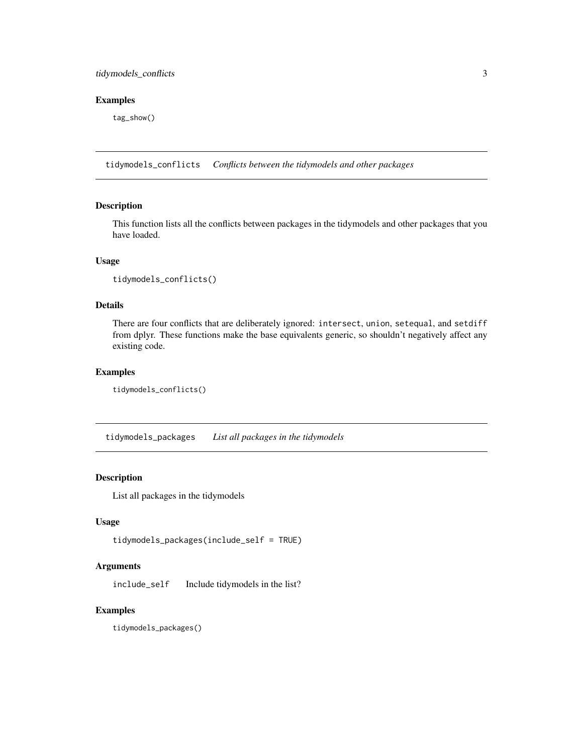## Examples

```
tag_show()
```

---

# tidymodels_conflicts *Conflicts between the tidymodels and other packages*

## Description

This function lists all the conflicts between packages in the tidymodels and other packages that you have loaded.

## Usage

```
tidymodels_conflicts()
```

## Details

There are four conflicts that are deliberately ignored: `intersect`, `union`, `setequal`, and `setdiff` from dplyr. These functions make the base equivalents generic, so shouldn't negatively affect any existing code.

## Examples

```
tidymodels_conflicts()
```

---

# tidymodels_packages *List all packages in the tidymodels*

## Description

List all packages in the tidymodels

## Usage

```
tidymodels_packages(include_self = TRUE)
```

## Arguments

| | |
|---|---|
| include_self | Include tidymodels in the list? |

## Examples

```
tidymodels_packages()
```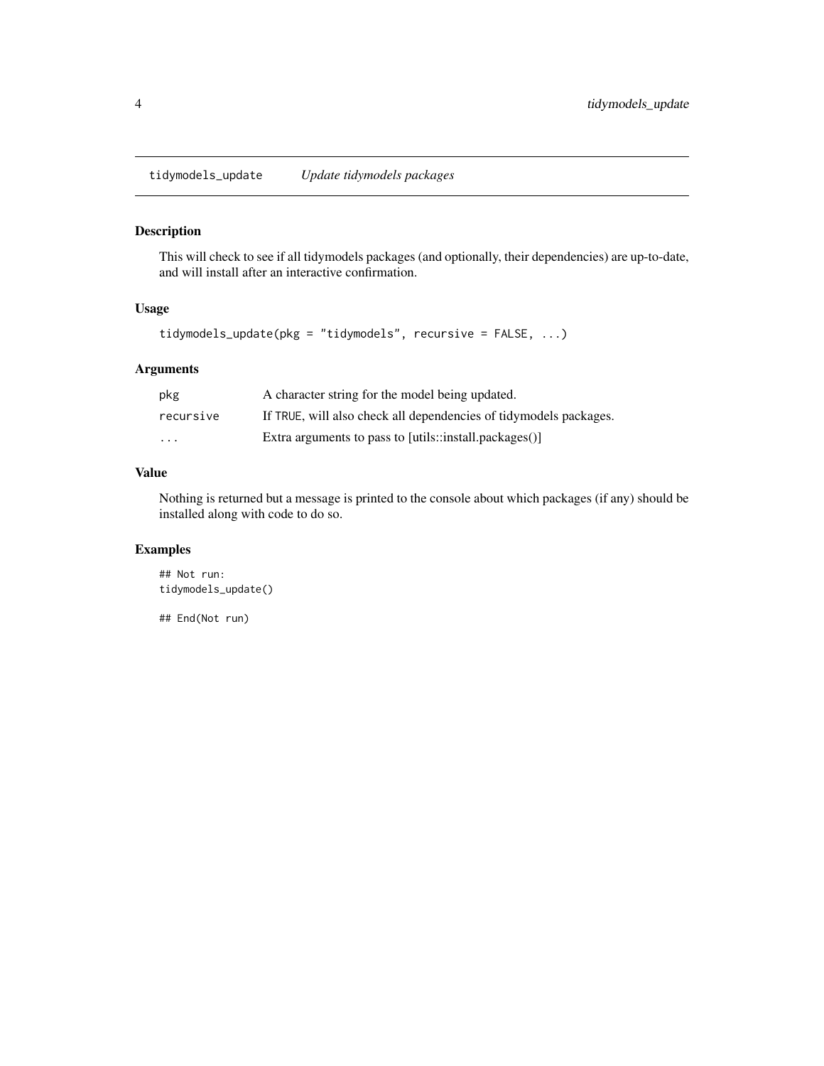## tidymodels_update *Update tidymodels packages*

### Description

This will check to see if all tidymodels packages (and optionally, their dependencies) are up-to-date, and will install after an interactive confirmation.

### Usage

```
tidymodels_update(pkg = "tidymodels", recursive = FALSE, ...)
```

### Arguments

| | |
|---|---|
| `pkg` | A character string for the model being updated. |
| `recursive` | If `TRUE`, will also check all dependencies of tidymodels packages. |
| `...` | Extra arguments to pass to [utils::install.packages()] |

### Value

Nothing is returned but a message is printed to the console about which packages (if any) should be installed along with code to do so.

### Examples

```
## Not run:
tidymodels_update()

## End(Not run)
```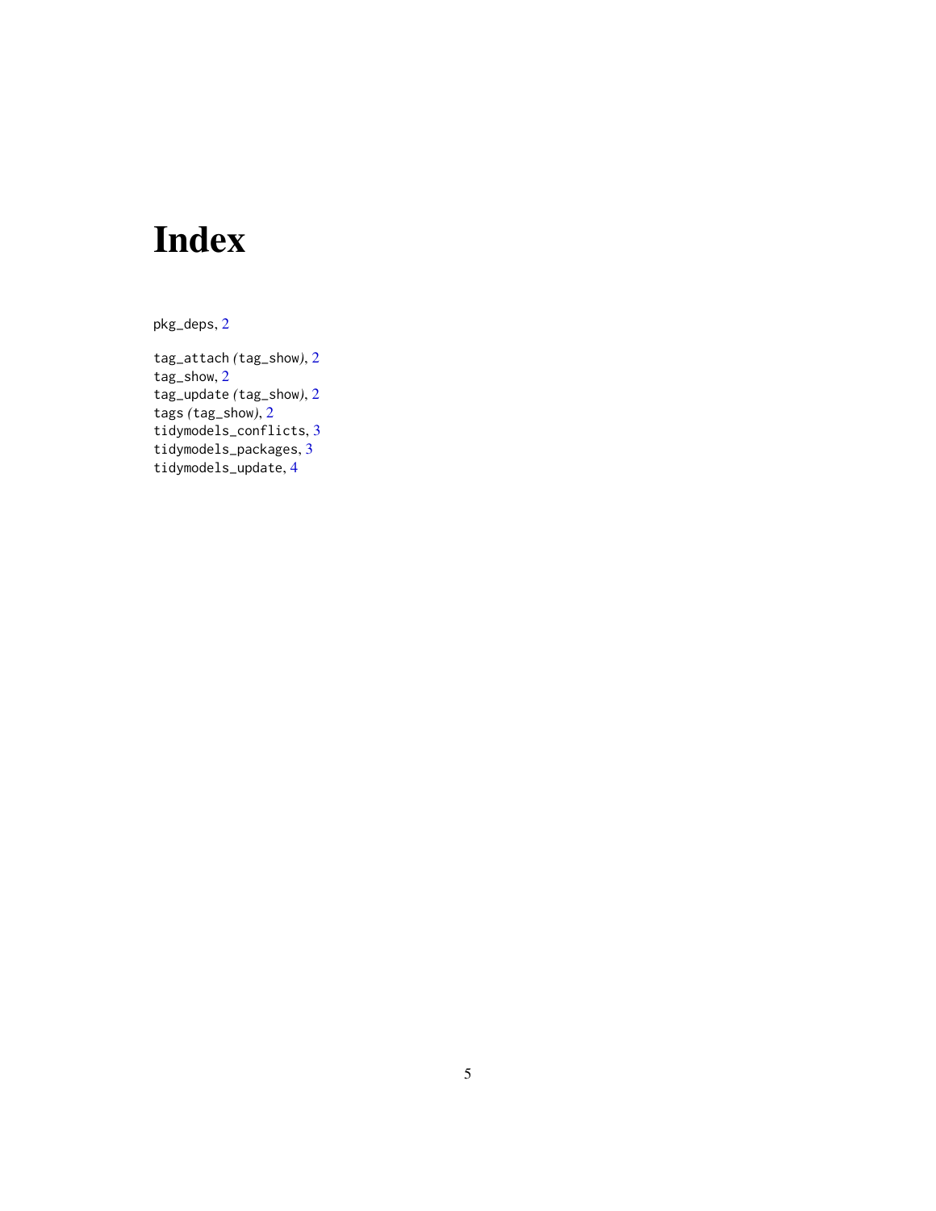# Index

pkg_deps, 2

tag_attach (tag_show), 2
tag_show, 2
tag_update (tag_show), 2
tags (tag_show), 2
tidymodels_conflicts, 3
tidymodels_packages, 3
tidymodels_update, 4